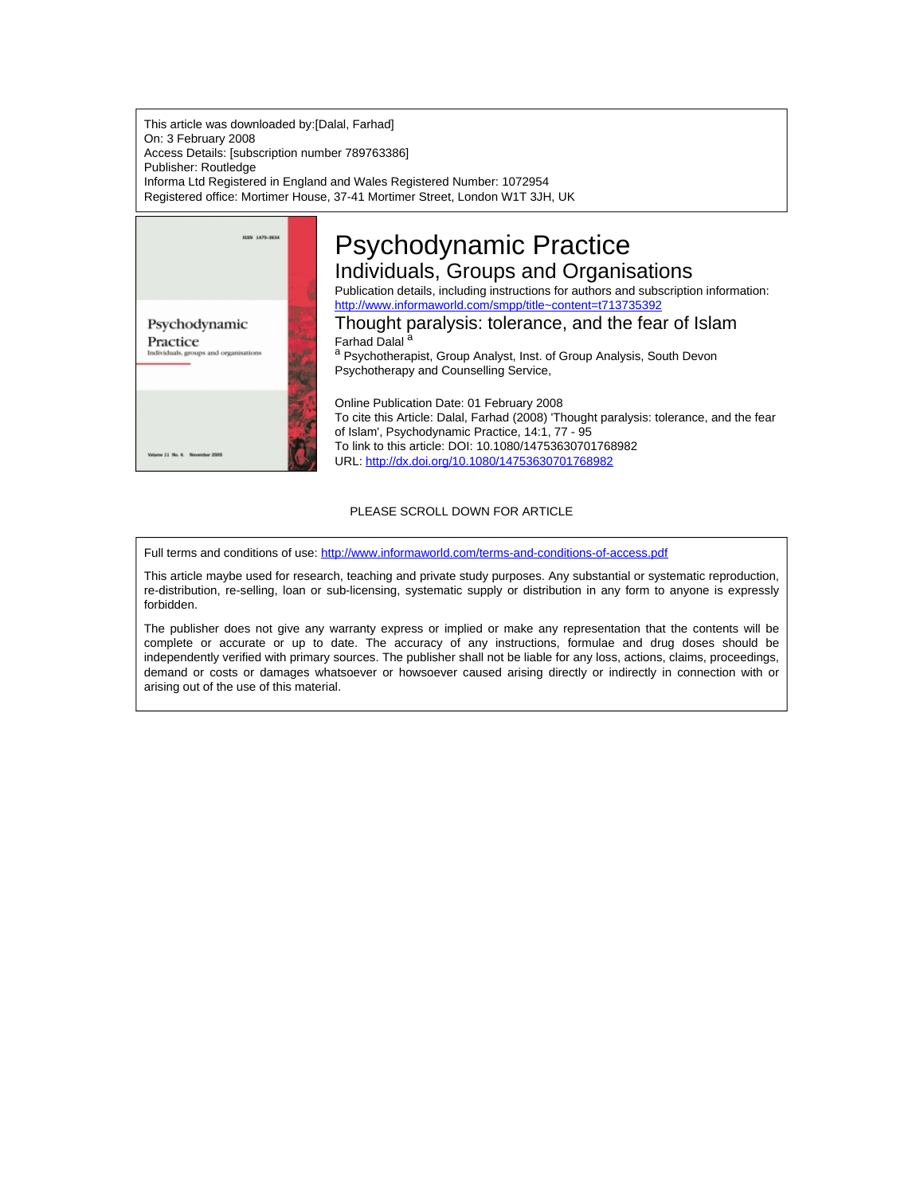This article was downloaded by:[Dalal, Farhad]
On: 3 February 2008
Access Details: [subscription number 789763386]
Publisher: Routledge
Informa Ltd Registered in England and Wales Registered Number: 1072954
Registered office: Mortimer House, 37-41 Mortimer Street, London W1T 3JH, UK

# Psychodynamic Practice

## Individuals, Groups and Organisations

Publication details, including instructions for authors and subscription information:
http://www.informaworld.com/smpp/title~content=t713735392

## Thought paralysis: tolerance, and the fear of Islam

Farhad Dalal [a]

[a] Psychotherapist, Group Analyst, Inst. of Group Analysis, South Devon Psychotherapy and Counselling Service,

Online Publication Date: 01 February 2008

To cite this Article: Dalal, Farhad (2008) 'Thought paralysis: tolerance, and the fear of Islam', Psychodynamic Practice, 14:1, 77 - 95

To link to this article: DOI: 10.1080/14753630701768982

URL: http://dx.doi.org/10.1080/14753630701768982

PLEASE SCROLL DOWN FOR ARTICLE

Full terms and conditions of use: http://www.informaworld.com/terms-and-conditions-of-access.pdf

This article maybe used for research, teaching and private study purposes. Any substantial or systematic reproduction, re-distribution, re-selling, loan or sub-licensing, systematic supply or distribution in any form to anyone is expressly forbidden.

The publisher does not give any warranty express or implied or make any representation that the contents will be complete or accurate or up to date. The accuracy of any instructions, formulae and drug doses should be independently verified with primary sources. The publisher shall not be liable for any loss, actions, claims, proceedings, demand or costs or damages whatsoever or howsoever caused arising directly or indirectly in connection with or arising out of the use of this material.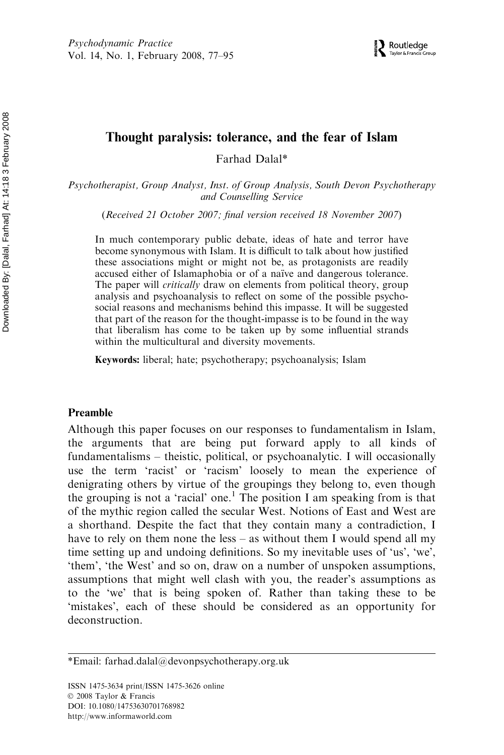# Thought paralysis: tolerance, and the fear of Islam

Farhad Dalal*

*Psychotherapist, Group Analyst, Inst. of Group Analysis, South Devon Psychotherapy and Counselling Service*

(*Received 21 October 2007; final version received 18 November 2007*)

In much contemporary public debate, ideas of hate and terror have become synonymous with Islam. It is difficult to talk about how justified these associations might or might not be, as protagonists are readily accused either of Islamaphobia or of a naïve and dangerous tolerance. The paper will *critically* draw on elements from political theory, group analysis and psychoanalysis to reflect on some of the possible psycho-social reasons and mechanisms behind this impasse. It will be suggested that part of the reason for the thought-impasse is to be found in the way that liberalism has come to be taken up by some influential strands within the multicultural and diversity movements.

**Keywords:** liberal; hate; psychotherapy; psychoanalysis; Islam

## Preamble

Although this paper focuses on our responses to fundamentalism in Islam, the arguments that are being put forward apply to all kinds of fundamentalisms – theistic, political, or psychoanalytic. I will occasionally use the term 'racist' or 'racism' loosely to mean the experience of denigrating others by virtue of the groupings they belong to, even though the grouping is not a 'racial' one.[1] The position I am speaking from is that of the mythic region called the secular West. Notions of East and West are a shorthand. Despite the fact that they contain many a contradiction, I have to rely on them none the less – as without them I would spend all my time setting up and undoing definitions. So my inevitable uses of 'us', 'we', 'them', 'the West' and so on, draw on a number of unspoken assumptions, assumptions that might well clash with you, the reader's assumptions as to the 'we' that is being spoken of. Rather than taking these to be 'mistakes', each of these should be considered as an opportunity for deconstruction.

*Email: farhad.dalal@devonpsychotherapy.org.uk

ISSN 1475-3634 print/ISSN 1475-3626 online
© 2008 Taylor & Francis
DOI: 10.1080/14753630701768982
http://www.informaworld.com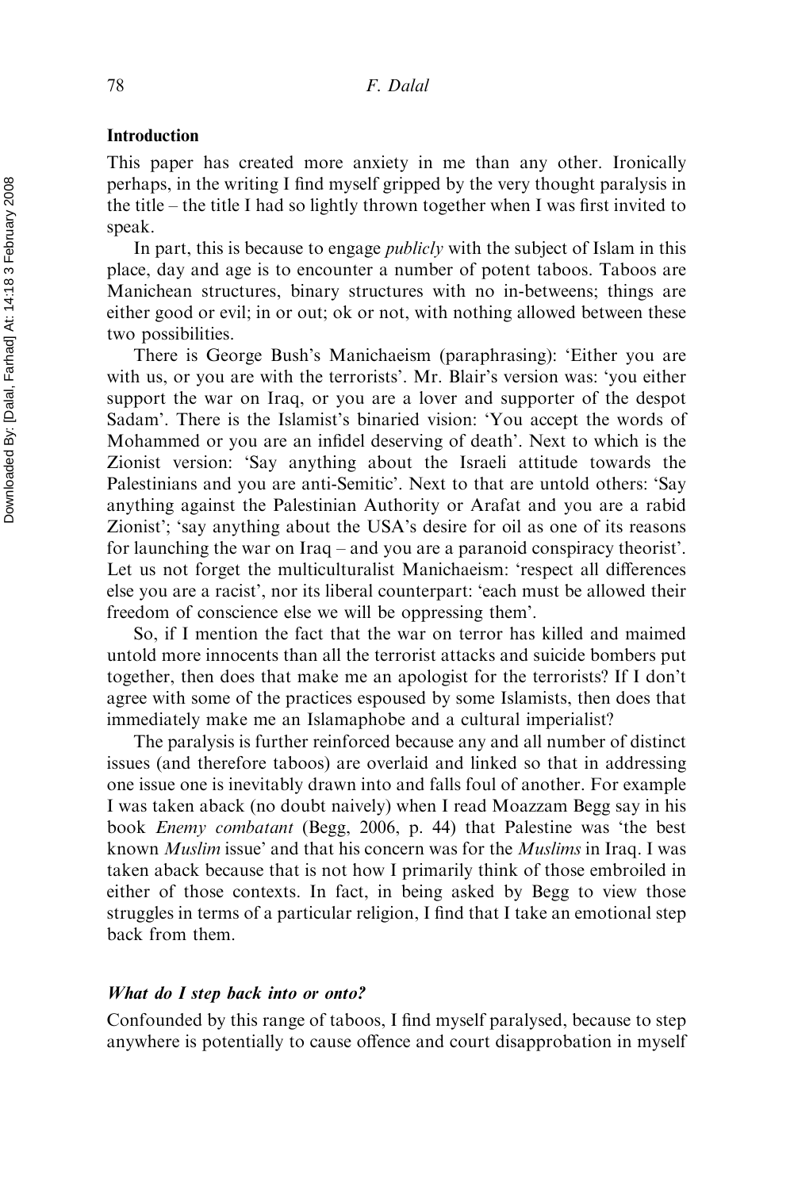## Introduction

This paper has created more anxiety in me than any other. Ironically perhaps, in the writing I find myself gripped by the very thought paralysis in the title – the title I had so lightly thrown together when I was first invited to speak.

In part, this is because to engage *publicly* with the subject of Islam in this place, day and age is to encounter a number of potent taboos. Taboos are Manichean structures, binary structures with no in-betweens; things are either good or evil; in or out; ok or not, with nothing allowed between these two possibilities.

There is George Bush's Manichaeism (paraphrasing): 'Either you are with us, or you are with the terrorists'. Mr. Blair's version was: 'you either support the war on Iraq, or you are a lover and supporter of the despot Sadam'. There is the Islamist's binaried vision: 'You accept the words of Mohammed or you are an infidel deserving of death'. Next to which is the Zionist version: 'Say anything about the Israeli attitude towards the Palestinians and you are anti-Semitic'. Next to that are untold others: 'Say anything against the Palestinian Authority or Arafat and you are a rabid Zionist'; 'say anything about the USA's desire for oil as one of its reasons for launching the war on Iraq – and you are a paranoid conspiracy theorist'. Let us not forget the multiculturalist Manichaeism: 'respect all differences else you are a racist', nor its liberal counterpart: 'each must be allowed their freedom of conscience else we will be oppressing them'.

So, if I mention the fact that the war on terror has killed and maimed untold more innocents than all the terrorist attacks and suicide bombers put together, then does that make me an apologist for the terrorists? If I don't agree with some of the practices espoused by some Islamists, then does that immediately make me an Islamaphobe and a cultural imperialist?

The paralysis is further reinforced because any and all number of distinct issues (and therefore taboos) are overlaid and linked so that in addressing one issue one is inevitably drawn into and falls foul of another. For example I was taken aback (no doubt naively) when I read Moazzam Begg say in his book *Enemy combatant* (Begg, 2006, p. 44) that Palestine was 'the best known *Muslim* issue' and that his concern was for the *Muslims* in Iraq. I was taken aback because that is not how I primarily think of those embroiled in either of those contexts. In fact, in being asked by Begg to view those struggles in terms of a particular religion, I find that I take an emotional step back from them.

### *What do I step back into or onto?*

Confounded by this range of taboos, I find myself paralysed, because to step anywhere is potentially to cause offence and court disapprobation in myself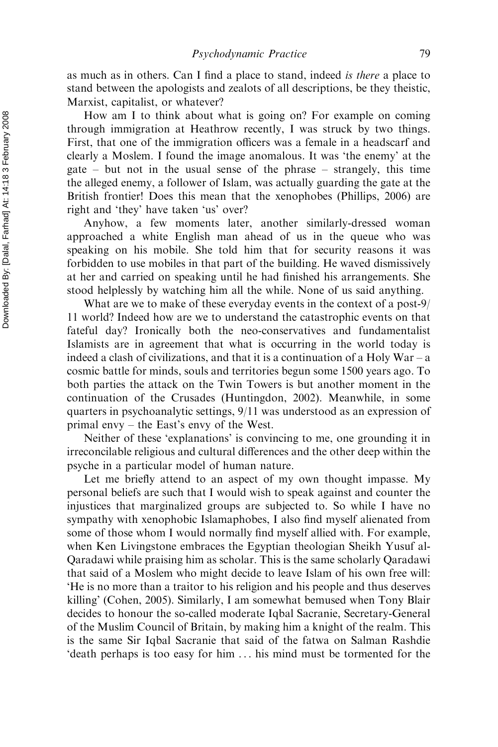as much as in others. Can I find a place to stand, indeed *is there* a place to stand between the apologists and zealots of all descriptions, be they theistic, Marxist, capitalist, or whatever?

How am I to think about what is going on? For example on coming through immigration at Heathrow recently, I was struck by two things. First, that one of the immigration officers was a female in a headscarf and clearly a Moslem. I found the image anomalous. It was 'the enemy' at the gate – but not in the usual sense of the phrase – strangely, this time the alleged enemy, a follower of Islam, was actually guarding the gate at the British frontier! Does this mean that the xenophobes (Phillips, 2006) are right and 'they' have taken 'us' over?

Anyhow, a few moments later, another similarly-dressed woman approached a white English man ahead of us in the queue who was speaking on his mobile. She told him that for security reasons it was forbidden to use mobiles in that part of the building. He waved dismissively at her and carried on speaking until he had finished his arrangements. She stood helplessly by watching him all the while. None of us said anything.

What are we to make of these everyday events in the context of a post-9/11 world? Indeed how are we to understand the catastrophic events on that fateful day? Ironically both the neo-conservatives and fundamentalist Islamists are in agreement that what is occurring in the world today is indeed a clash of civilizations, and that it is a continuation of a Holy War – a cosmic battle for minds, souls and territories begun some 1500 years ago. To both parties the attack on the Twin Towers is but another moment in the continuation of the Crusades (Huntingdon, 2002). Meanwhile, in some quarters in psychoanalytic settings, 9/11 was understood as an expression of primal envy – the East's envy of the West.

Neither of these 'explanations' is convincing to me, one grounding it in irreconcilable religious and cultural differences and the other deep within the psyche in a particular model of human nature.

Let me briefly attend to an aspect of my own thought impasse. My personal beliefs are such that I would wish to speak against and counter the injustices that marginalized groups are subjected to. So while I have no sympathy with xenophobic Islamaphobes, I also find myself alienated from some of those whom I would normally find myself allied with. For example, when Ken Livingstone embraces the Egyptian theologian Sheikh Yusuf al-Qaradawi while praising him as scholar. This is the same scholarly Qaradawi that said of a Moslem who might decide to leave Islam of his own free will: 'He is no more than a traitor to his religion and his people and thus deserves killing' (Cohen, 2005). Similarly, I am somewhat bemused when Tony Blair decides to honour the so-called moderate Iqbal Sacranie, Secretary-General of the Muslim Council of Britain, by making him a knight of the realm. This is the same Sir Iqbal Sacranie that said of the fatwa on Salman Rashdie 'death perhaps is too easy for him ... his mind must be tormented for the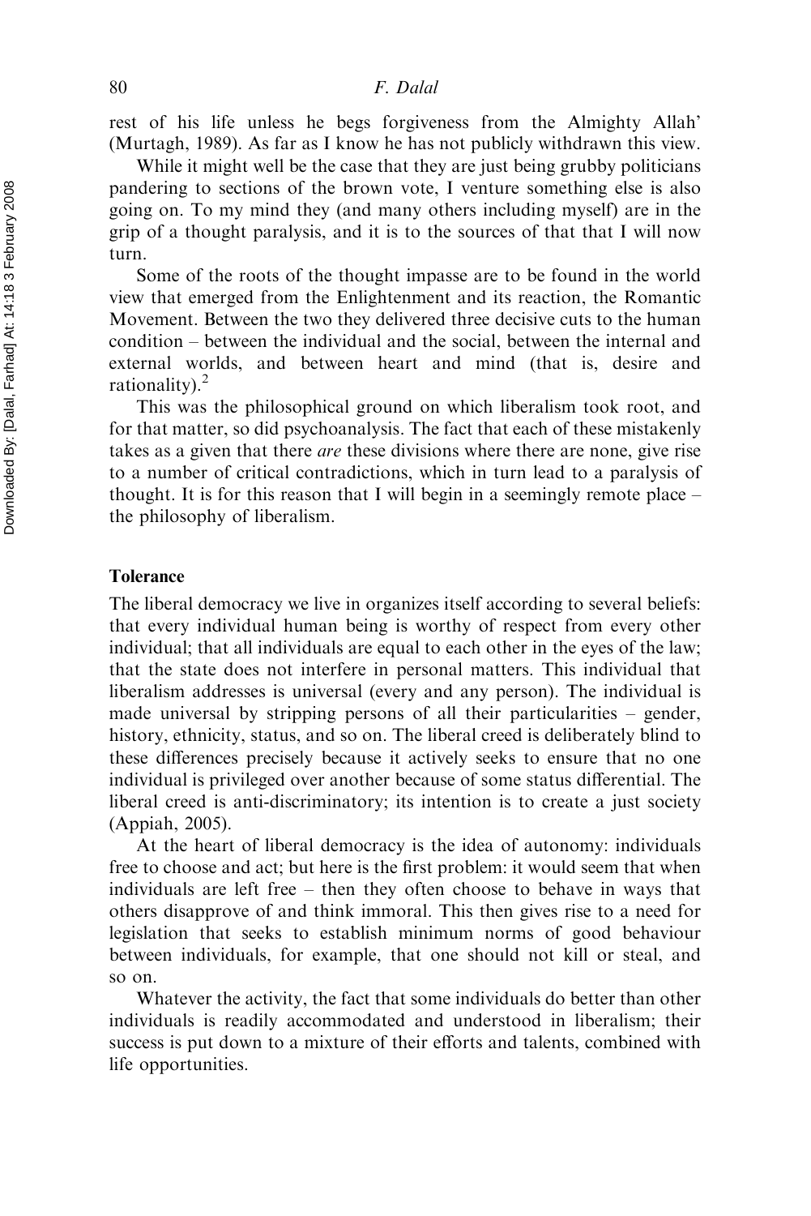rest of his life unless he begs forgiveness from the Almighty Allah' (Murtagh, 1989). As far as I know he has not publicly withdrawn this view.

While it might well be the case that they are just being grubby politicians pandering to sections of the brown vote, I venture something else is also going on. To my mind they (and many others including myself) are in the grip of a thought paralysis, and it is to the sources of that that I will now turn.

Some of the roots of the thought impasse are to be found in the world view that emerged from the Enlightenment and its reaction, the Romantic Movement. Between the two they delivered three decisive cuts to the human condition – between the individual and the social, between the internal and external worlds, and between heart and mind (that is, desire and rationality).[2]

This was the philosophical ground on which liberalism took root, and for that matter, so did psychoanalysis. The fact that each of these mistakenly takes as a given that there *are* these divisions where there are none, give rise to a number of critical contradictions, which in turn lead to a paralysis of thought. It is for this reason that I will begin in a seemingly remote place – the philosophy of liberalism.

## Tolerance

The liberal democracy we live in organizes itself according to several beliefs: that every individual human being is worthy of respect from every other individual; that all individuals are equal to each other in the eyes of the law; that the state does not interfere in personal matters. This individual that liberalism addresses is universal (every and any person). The individual is made universal by stripping persons of all their particularities – gender, history, ethnicity, status, and so on. The liberal creed is deliberately blind to these differences precisely because it actively seeks to ensure that no one individual is privileged over another because of some status differential. The liberal creed is anti-discriminatory; its intention is to create a just society (Appiah, 2005).

At the heart of liberal democracy is the idea of autonomy: individuals free to choose and act; but here is the first problem: it would seem that when individuals are left free – then they often choose to behave in ways that others disapprove of and think immoral. This then gives rise to a need for legislation that seeks to establish minimum norms of good behaviour between individuals, for example, that one should not kill or steal, and so on.

Whatever the activity, the fact that some individuals do better than other individuals is readily accommodated and understood in liberalism; their success is put down to a mixture of their efforts and talents, combined with life opportunities.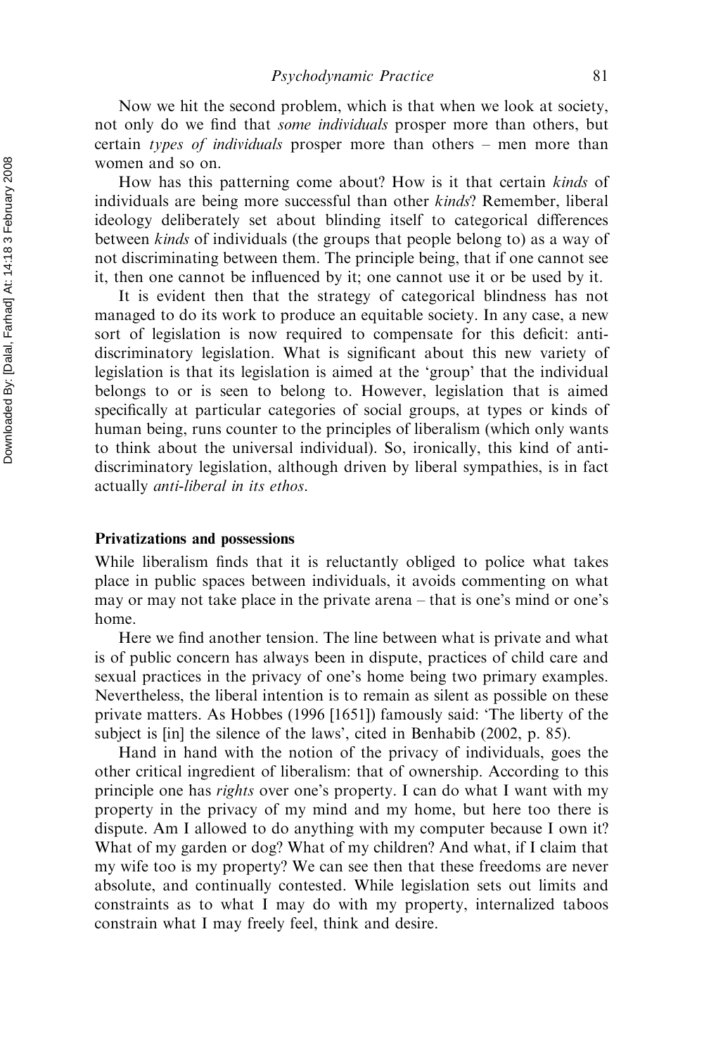Now we hit the second problem, which is that when we look at society, not only do we find that *some individuals* prosper more than others, but certain *types of individuals* prosper more than others – men more than women and so on.

How has this patterning come about? How is it that certain *kinds* of individuals are being more successful than other *kinds*? Remember, liberal ideology deliberately set about blinding itself to categorical differences between *kinds* of individuals (the groups that people belong to) as a way of not discriminating between them. The principle being, that if one cannot see it, then one cannot be influenced by it; one cannot use it or be used by it.

It is evident then that the strategy of categorical blindness has not managed to do its work to produce an equitable society. In any case, a new sort of legislation is now required to compensate for this deficit: anti-discriminatory legislation. What is significant about this new variety of legislation is that its legislation is aimed at the 'group' that the individual belongs to or is seen to belong to. However, legislation that is aimed specifically at particular categories of social groups, at types or kinds of human being, runs counter to the principles of liberalism (which only wants to think about the universal individual). So, ironically, this kind of anti-discriminatory legislation, although driven by liberal sympathies, is in fact actually *anti-liberal in its ethos*.

### Privatizations and possessions

While liberalism finds that it is reluctantly obliged to police what takes place in public spaces between individuals, it avoids commenting on what may or may not take place in the private arena – that is one's mind or one's home.

Here we find another tension. The line between what is private and what is of public concern has always been in dispute, practices of child care and sexual practices in the privacy of one's home being two primary examples. Nevertheless, the liberal intention is to remain as silent as possible on these private matters. As Hobbes (1996 [1651]) famously said: 'The liberty of the subject is [in] the silence of the laws', cited in Benhabib (2002, p. 85).

Hand in hand with the notion of the privacy of individuals, goes the other critical ingredient of liberalism: that of ownership. According to this principle one has *rights* over one's property. I can do what I want with my property in the privacy of my mind and my home, but here too there is dispute. Am I allowed to do anything with my computer because I own it? What of my garden or dog? What of my children? And what, if I claim that my wife too is my property? We can see then that these freedoms are never absolute, and continually contested. While legislation sets out limits and constraints as to what I may do with my property, internalized taboos constrain what I may freely feel, think and desire.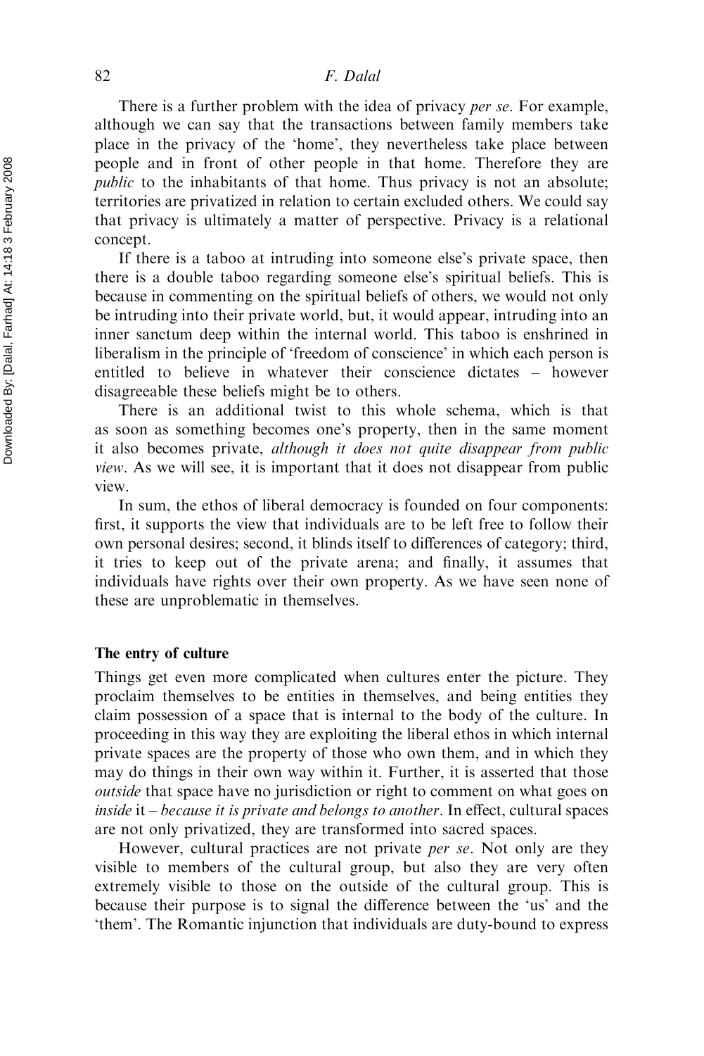There is a further problem with the idea of privacy *per se*. For example, although we can say that the transactions between family members take place in the privacy of the 'home', they nevertheless take place between people and in front of other people in that home. Therefore they are *public* to the inhabitants of that home. Thus privacy is not an absolute; territories are privatized in relation to certain excluded others. We could say that privacy is ultimately a matter of perspective. Privacy is a relational concept.

If there is a taboo at intruding into someone else's private space, then there is a double taboo regarding someone else's spiritual beliefs. This is because in commenting on the spiritual beliefs of others, we would not only be intruding into their private world, but, it would appear, intruding into an inner sanctum deep within the internal world. This taboo is enshrined in liberalism in the principle of 'freedom of conscience' in which each person is entitled to believe in whatever their conscience dictates – however disagreeable these beliefs might be to others.

There is an additional twist to this whole schema, which is that as soon as something becomes one's property, then in the same moment it also becomes private, *although it does not quite disappear from public view*. As we will see, it is important that it does not disappear from public view.

In sum, the ethos of liberal democracy is founded on four components: first, it supports the view that individuals are to be left free to follow their own personal desires; second, it blinds itself to differences of category; third, it tries to keep out of the private arena; and finally, it assumes that individuals have rights over their own property. As we have seen none of these are unproblematic in themselves.

## The entry of culture

Things get even more complicated when cultures enter the picture. They proclaim themselves to be entities in themselves, and being entities they claim possession of a space that is internal to the body of the culture. In proceeding in this way they are exploiting the liberal ethos in which internal private spaces are the property of those who own them, and in which they may do things in their own way within it. Further, it is asserted that those *outside* that space have no jurisdiction or right to comment on what goes on *inside* it – *because it is private and belongs to another*. In effect, cultural spaces are not only privatized, they are transformed into sacred spaces.

However, cultural practices are not private *per se*. Not only are they visible to members of the cultural group, but also they are very often extremely visible to those on the outside of the cultural group. This is because their purpose is to signal the difference between the 'us' and the 'them'. The Romantic injunction that individuals are duty-bound to express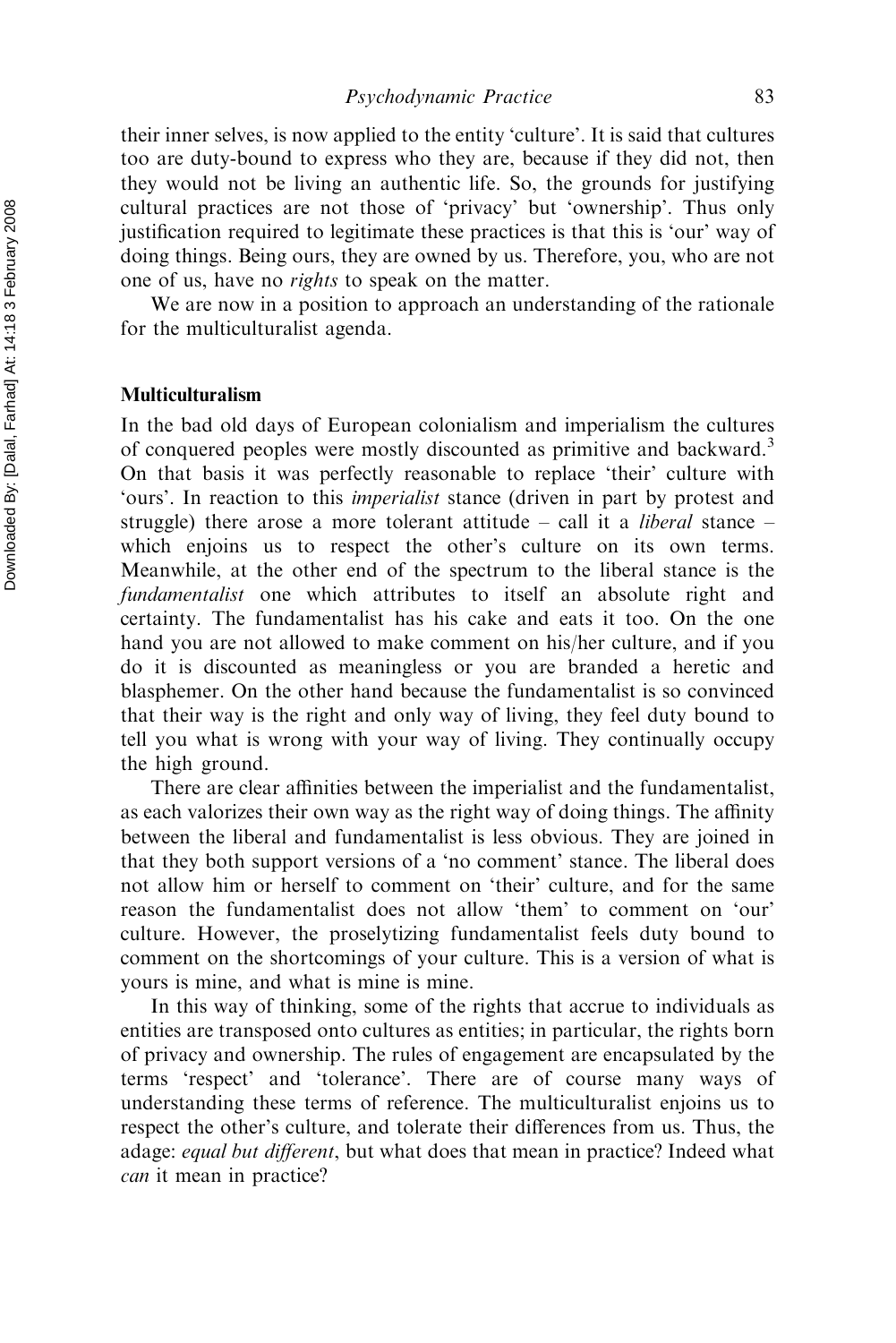their inner selves, is now applied to the entity 'culture'. It is said that cultures too are duty-bound to express who they are, because if they did not, then they would not be living an authentic life. So, the grounds for justifying cultural practices are not those of 'privacy' but 'ownership'. Thus only justification required to legitimate these practices is that this is 'our' way of doing things. Being ours, they are owned by us. Therefore, you, who are not one of us, have no *rights* to speak on the matter.

We are now in a position to approach an understanding of the rationale for the multiculturalist agenda.

## Multiculturalism

In the bad old days of European colonialism and imperialism the cultures of conquered peoples were mostly discounted as primitive and backward.[3] On that basis it was perfectly reasonable to replace 'their' culture with 'ours'. In reaction to this *imperialist* stance (driven in part by protest and struggle) there arose a more tolerant attitude – call it a *liberal* stance – which enjoins us to respect the other's culture on its own terms. Meanwhile, at the other end of the spectrum to the liberal stance is the *fundamentalist* one which attributes to itself an absolute right and certainty. The fundamentalist has his cake and eats it too. On the one hand you are not allowed to make comment on his/her culture, and if you do it is discounted as meaningless or you are branded a heretic and blasphemer. On the other hand because the fundamentalist is so convinced that their way is the right and only way of living, they feel duty bound to tell you what is wrong with your way of living. They continually occupy the high ground.

There are clear affinities between the imperialist and the fundamentalist, as each valorizes their own way as the right way of doing things. The affinity between the liberal and fundamentalist is less obvious. They are joined in that they both support versions of a 'no comment' stance. The liberal does not allow him or herself to comment on 'their' culture, and for the same reason the fundamentalist does not allow 'them' to comment on 'our' culture. However, the proselytizing fundamentalist feels duty bound to comment on the shortcomings of your culture. This is a version of what is yours is mine, and what is mine is mine.

In this way of thinking, some of the rights that accrue to individuals as entities are transposed onto cultures as entities; in particular, the rights born of privacy and ownership. The rules of engagement are encapsulated by the terms 'respect' and 'tolerance'. There are of course many ways of understanding these terms of reference. The multiculturalist enjoins us to respect the other's culture, and tolerate their differences from us. Thus, the adage: *equal but different*, but what does that mean in practice? Indeed what *can* it mean in practice?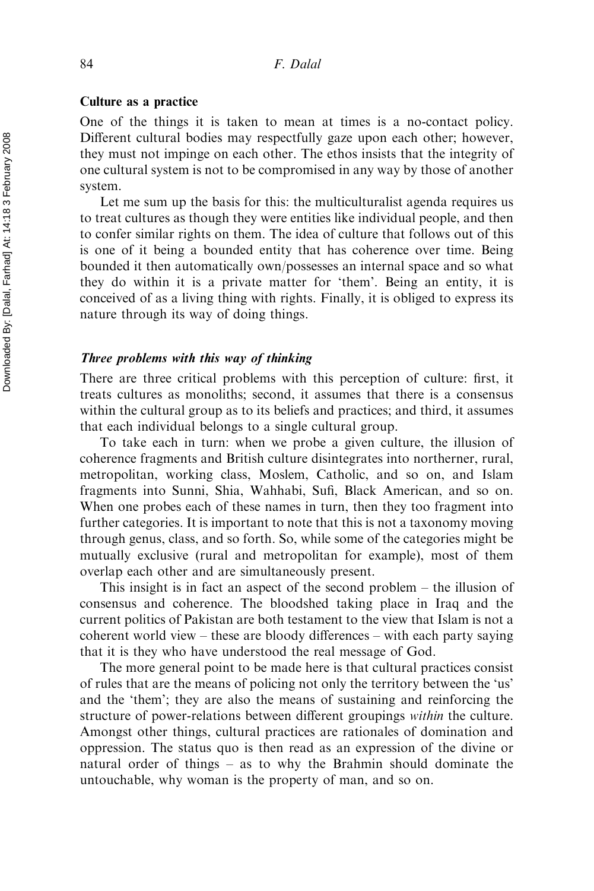### Culture as a practice

One of the things it is taken to mean at times is a no-contact policy. Different cultural bodies may respectfully gaze upon each other; however, they must not impinge on each other. The ethos insists that the integrity of one cultural system is not to be compromised in any way by those of another system.

Let me sum up the basis for this: the multiculturalist agenda requires us to treat cultures as though they were entities like individual people, and then to confer similar rights on them. The idea of culture that follows out of this is one of it being a bounded entity that has coherence over time. Being bounded it then automatically own/possesses an internal space and so what they do within it is a private matter for 'them'. Being an entity, it is conceived of as a living thing with rights. Finally, it is obliged to express its nature through its way of doing things.

#### *Three problems with this way of thinking*

There are three critical problems with this perception of culture: first, it treats cultures as monoliths; second, it assumes that there is a consensus within the cultural group as to its beliefs and practices; and third, it assumes that each individual belongs to a single cultural group.

To take each in turn: when we probe a given culture, the illusion of coherence fragments and British culture disintegrates into northerner, rural, metropolitan, working class, Moslem, Catholic, and so on, and Islam fragments into Sunni, Shia, Wahhabi, Sufi, Black American, and so on. When one probes each of these names in turn, then they too fragment into further categories. It is important to note that this is not a taxonomy moving through genus, class, and so forth. So, while some of the categories might be mutually exclusive (rural and metropolitan for example), most of them overlap each other and are simultaneously present.

This insight is in fact an aspect of the second problem – the illusion of consensus and coherence. The bloodshed taking place in Iraq and the current politics of Pakistan are both testament to the view that Islam is not a coherent world view – these are bloody differences – with each party saying that it is they who have understood the real message of God.

The more general point to be made here is that cultural practices consist of rules that are the means of policing not only the territory between the 'us' and the 'them'; they are also the means of sustaining and reinforcing the structure of power-relations between different groupings *within* the culture. Amongst other things, cultural practices are rationales of domination and oppression. The status quo is then read as an expression of the divine or natural order of things – as to why the Brahmin should dominate the untouchable, why woman is the property of man, and so on.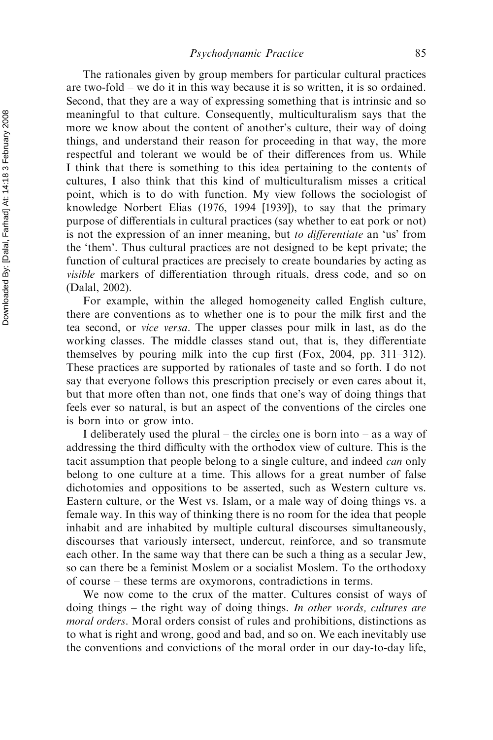The rationales given by group members for particular cultural practices are two-fold – we do it in this way because it is so written, it is so ordained. Second, that they are a way of expressing something that is intrinsic and so meaningful to that culture. Consequently, multiculturalism says that the more we know about the content of another's culture, their way of doing things, and understand their reason for proceeding in that way, the more respectful and tolerant we would be of their differences from us. While I think that there is something to this idea pertaining to the contents of cultures, I also think that this kind of multiculturalism misses a critical point, which is to do with function. My view follows the sociologist of knowledge Norbert Elias (1976, 1994 [1939]), to say that the primary purpose of differentials in cultural practices (say whether to eat pork or not) is not the expression of an inner meaning, but *to differentiate* an 'us' from the 'them'. Thus cultural practices are not designed to be kept private; the function of cultural practices are precisely to create boundaries by acting as *visible* markers of differentiation through rituals, dress code, and so on (Dalal, 2002).

For example, within the alleged homogeneity called English culture, there are conventions as to whether one is to pour the milk first and the tea second, or *vice versa*. The upper classes pour milk in last, as do the working classes. The middle classes stand out, that is, they differentiate themselves by pouring milk into the cup first (Fox, 2004, pp. 311–312). These practices are supported by rationales of taste and so forth. I do not say that everyone follows this prescription precisely or even cares about it, but that more often than not, one finds that one's way of doing things that feels ever so natural, is but an aspect of the conventions of the circles one is born into or grow into.

I deliberately used the plural – the circle<u>s</u> one is born into – as a way of addressing the third difficulty with the orthodox view of culture. This is the tacit assumption that people belong to a single culture, and indeed *can* only belong to one culture at a time. This allows for a great number of false dichotomies and oppositions to be asserted, such as Western culture vs. Eastern culture, or the West vs. Islam, or a male way of doing things vs. a female way. In this way of thinking there is no room for the idea that people inhabit and are inhabited by multiple cultural discourses simultaneously, discourses that variously intersect, undercut, reinforce, and so transmute each other. In the same way that there can be such a thing as a secular Jew, so can there be a feminist Moslem or a socialist Moslem. To the orthodoxy of course – these terms are oxymorons, contradictions in terms.

We now come to the crux of the matter. Cultures consist of ways of doing things – the right way of doing things. *In other words, cultures are moral orders*. Moral orders consist of rules and prohibitions, distinctions as to what is right and wrong, good and bad, and so on. We each inevitably use the conventions and convictions of the moral order in our day-to-day life,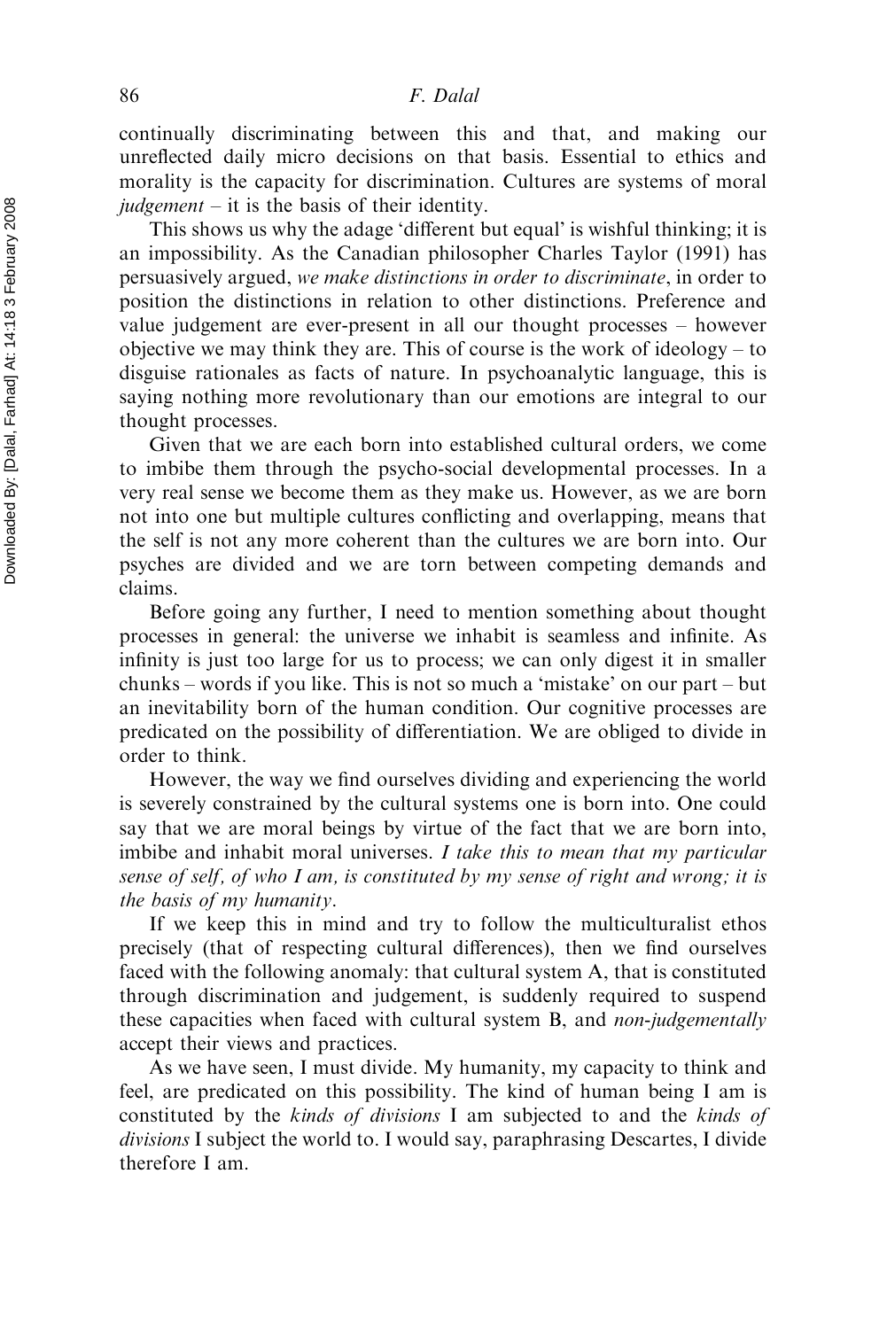continually discriminating between this and that, and making our unreflected daily micro decisions on that basis. Essential to ethics and morality is the capacity for discrimination. Cultures are systems of moral *judgement* – it is the basis of their identity.

This shows us why the adage 'different but equal' is wishful thinking; it is an impossibility. As the Canadian philosopher Charles Taylor (1991) has persuasively argued, *we make distinctions in order to discriminate*, in order to position the distinctions in relation to other distinctions. Preference and value judgement are ever-present in all our thought processes – however objective we may think they are. This of course is the work of ideology – to disguise rationales as facts of nature. In psychoanalytic language, this is saying nothing more revolutionary than our emotions are integral to our thought processes.

Given that we are each born into established cultural orders, we come to imbibe them through the psycho-social developmental processes. In a very real sense we become them as they make us. However, as we are born not into one but multiple cultures conflicting and overlapping, means that the self is not any more coherent than the cultures we are born into. Our psyches are divided and we are torn between competing demands and claims.

Before going any further, I need to mention something about thought processes in general: the universe we inhabit is seamless and infinite. As infinity is just too large for us to process; we can only digest it in smaller chunks – words if you like. This is not so much a 'mistake' on our part – but an inevitability born of the human condition. Our cognitive processes are predicated on the possibility of differentiation. We are obliged to divide in order to think.

However, the way we find ourselves dividing and experiencing the world is severely constrained by the cultural systems one is born into. One could say that we are moral beings by virtue of the fact that we are born into, imbibe and inhabit moral universes. *I take this to mean that my particular sense of self, of who I am, is constituted by my sense of right and wrong; it is the basis of my humanity*.

If we keep this in mind and try to follow the multiculturalist ethos precisely (that of respecting cultural differences), then we find ourselves faced with the following anomaly: that cultural system A, that is constituted through discrimination and judgement, is suddenly required to suspend these capacities when faced with cultural system B, and *non-judgementally* accept their views and practices.

As we have seen, I must divide. My humanity, my capacity to think and feel, are predicated on this possibility. The kind of human being I am is constituted by the *kinds of divisions* I am subjected to and the *kinds of divisions* I subject the world to. I would say, paraphrasing Descartes, I divide therefore I am.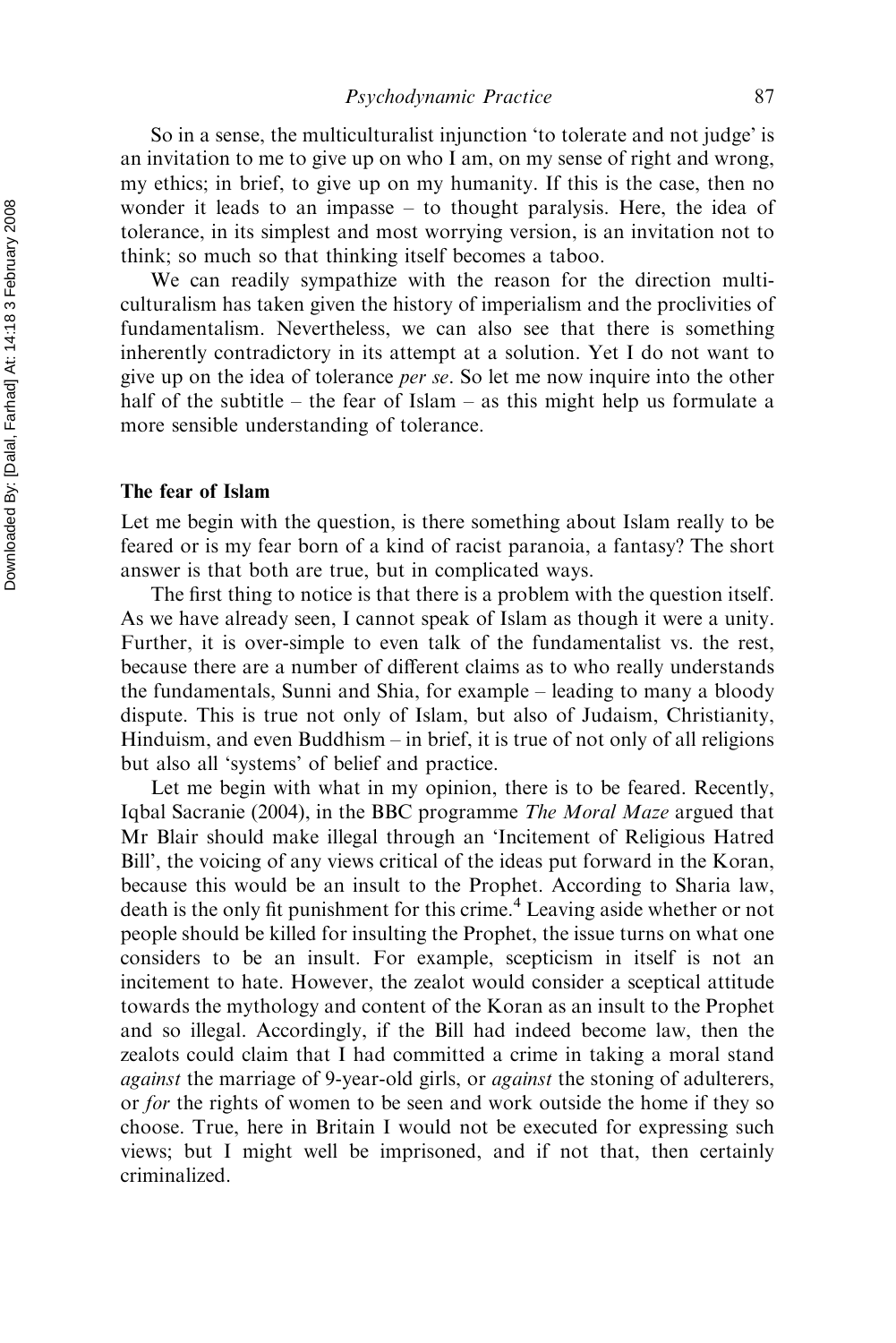So in a sense, the multiculturalist injunction 'to tolerate and not judge' is an invitation to me to give up on who I am, on my sense of right and wrong, my ethics; in brief, to give up on my humanity. If this is the case, then no wonder it leads to an impasse – to thought paralysis. Here, the idea of tolerance, in its simplest and most worrying version, is an invitation not to think; so much so that thinking itself becomes a taboo.

We can readily sympathize with the reason for the direction multiculturalism has taken given the history of imperialism and the proclivities of fundamentalism. Nevertheless, we can also see that there is something inherently contradictory in its attempt at a solution. Yet I do not want to give up on the idea of tolerance *per se*. So let me now inquire into the other half of the subtitle – the fear of Islam – as this might help us formulate a more sensible understanding of tolerance.

## The fear of Islam

Let me begin with the question, is there something about Islam really to be feared or is my fear born of a kind of racist paranoia, a fantasy? The short answer is that both are true, but in complicated ways.

The first thing to notice is that there is a problem with the question itself. As we have already seen, I cannot speak of Islam as though it were a unity. Further, it is over-simple to even talk of the fundamentalist vs. the rest, because there are a number of different claims as to who really understands the fundamentals, Sunni and Shia, for example – leading to many a bloody dispute. This is true not only of Islam, but also of Judaism, Christianity, Hinduism, and even Buddhism – in brief, it is true of not only of all religions but also all 'systems' of belief and practice.

Let me begin with what in my opinion, there is to be feared. Recently, Iqbal Sacranie (2004), in the BBC programme *The Moral Maze* argued that Mr Blair should make illegal through an 'Incitement of Religious Hatred Bill', the voicing of any views critical of the ideas put forward in the Koran, because this would be an insult to the Prophet. According to Sharia law, death is the only fit punishment for this crime.[4] Leaving aside whether or not people should be killed for insulting the Prophet, the issue turns on what one considers to be an insult. For example, scepticism in itself is not an incitement to hate. However, the zealot would consider a sceptical attitude towards the mythology and content of the Koran as an insult to the Prophet and so illegal. Accordingly, if the Bill had indeed become law, then the zealots could claim that I had committed a crime in taking a moral stand *against* the marriage of 9-year-old girls, or *against* the stoning of adulterers, or *for* the rights of women to be seen and work outside the home if they so choose. True, here in Britain I would not be executed for expressing such views; but I might well be imprisoned, and if not that, then certainly criminalized.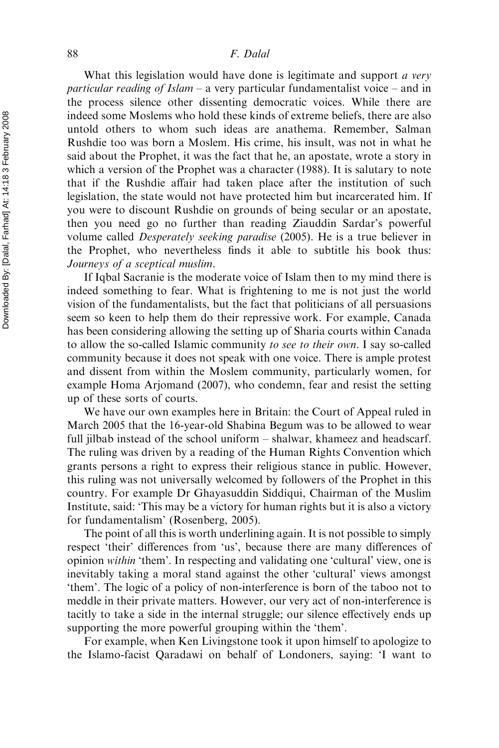What this legislation would have done is legitimate and support *a very particular reading of Islam* – a very particular fundamentalist voice – and in the process silence other dissenting democratic voices. While there are indeed some Moslems who hold these kinds of extreme beliefs, there are also untold others to whom such ideas are anathema. Remember, Salman Rushdie too was born a Moslem. His crime, his insult, was not in what he said about the Prophet, it was the fact that he, an apostate, wrote a story in which a version of the Prophet was a character (1988). It is salutary to note that if the Rushdie affair had taken place after the institution of such legislation, the state would not have protected him but incarcerated him. If you were to discount Rushdie on grounds of being secular or an apostate, then you need go no further than reading Ziauddin Sardar's powerful volume called *Desperately seeking paradise* (2005). He is a true believer in the Prophet, who nevertheless finds it able to subtitle his book thus: *Journeys of a sceptical muslim*.

If Iqbal Sacranie is the moderate voice of Islam then to my mind there is indeed something to fear. What is frightening to me is not just the world vision of the fundamentalists, but the fact that politicians of all persuasions seem so keen to help them do their repressive work. For example, Canada has been considering allowing the setting up of Sharia courts within Canada to allow the so-called Islamic community *to see to their own*. I say so-called community because it does not speak with one voice. There is ample protest and dissent from within the Moslem community, particularly women, for example Homa Arjomand (2007), who condemn, fear and resist the setting up of these sorts of courts.

We have our own examples here in Britain: the Court of Appeal ruled in March 2005 that the 16-year-old Shabina Begum was to be allowed to wear full jilbab instead of the school uniform – shalwar, khameez and headscarf. The ruling was driven by a reading of the Human Rights Convention which grants persons a right to express their religious stance in public. However, this ruling was not universally welcomed by followers of the Prophet in this country. For example Dr Ghayasuddin Siddiqui, Chairman of the Muslim Institute, said: 'This may be a victory for human rights but it is also a victory for fundamentalism' (Rosenberg, 2005).

The point of all this is worth underlining again. It is not possible to simply respect 'their' differences from 'us', because there are many differences of opinion *within* 'them'. In respecting and validating one 'cultural' view, one is inevitably taking a moral stand against the other 'cultural' views amongst 'them'. The logic of a policy of non-interference is born of the taboo not to meddle in their private matters. However, our very act of non-interference is tacitly to take a side in the internal struggle; our silence effectively ends up supporting the more powerful grouping within the 'them'.

For example, when Ken Livingstone took it upon himself to apologize to the Islamo-facist Qaradawi on behalf of Londoners, saying: 'I want to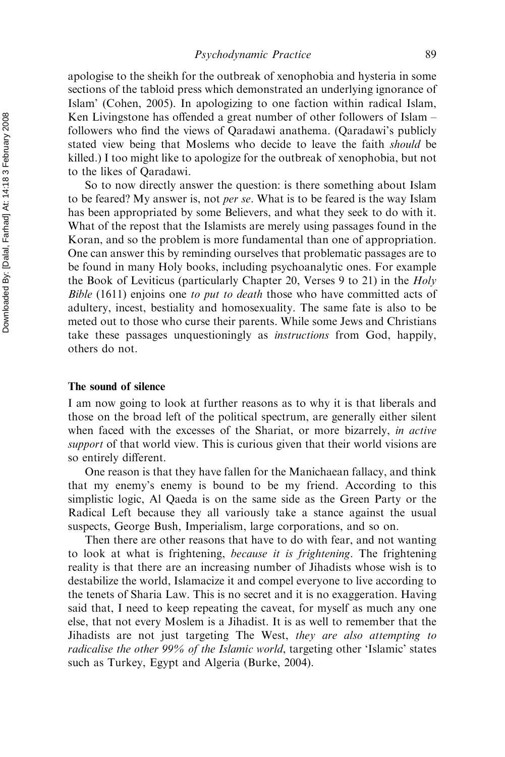apologise to the sheikh for the outbreak of xenophobia and hysteria in some sections of the tabloid press which demonstrated an underlying ignorance of Islam' (Cohen, 2005). In apologizing to one faction within radical Islam, Ken Livingstone has offended a great number of other followers of Islam – followers who find the views of Qaradawi anathema. (Qaradawi's publicly stated view being that Moslems who decide to leave the faith *should* be killed.) I too might like to apologize for the outbreak of xenophobia, but not to the likes of Qaradawi.

So to now directly answer the question: is there something about Islam to be feared? My answer is, not *per se*. What is to be feared is the way Islam has been appropriated by some Believers, and what they seek to do with it. What of the repost that the Islamists are merely using passages found in the Koran, and so the problem is more fundamental than one of appropriation. One can answer this by reminding ourselves that problematic passages are to be found in many Holy books, including psychoanalytic ones. For example the Book of Leviticus (particularly Chapter 20, Verses 9 to 21) in the *Holy Bible* (1611) enjoins one *to put to death* those who have committed acts of adultery, incest, bestiality and homosexuality. The same fate is also to be meted out to those who curse their parents. While some Jews and Christians take these passages unquestioningly as *instructions* from God, happily, others do not.

### The sound of silence

I am now going to look at further reasons as to why it is that liberals and those on the broad left of the political spectrum, are generally either silent when faced with the excesses of the Shariat, or more bizarrely, *in active support* of that world view. This is curious given that their world visions are so entirely different.

One reason is that they have fallen for the Manichaean fallacy, and think that my enemy's enemy is bound to be my friend. According to this simplistic logic, Al Qaeda is on the same side as the Green Party or the Radical Left because they all variously take a stance against the usual suspects, George Bush, Imperialism, large corporations, and so on.

Then there are other reasons that have to do with fear, and not wanting to look at what is frightening, *because it is frightening*. The frightening reality is that there are an increasing number of Jihadists whose wish is to destabilize the world, Islamacize it and compel everyone to live according to the tenets of Sharia Law. This is no secret and it is no exaggeration. Having said that, I need to keep repeating the caveat, for myself as much any one else, that not every Moslem is a Jihadist. It is as well to remember that the Jihadists are not just targeting The West, *they are also attempting to radicalise the other 99% of the Islamic world*, targeting other 'Islamic' states such as Turkey, Egypt and Algeria (Burke, 2004).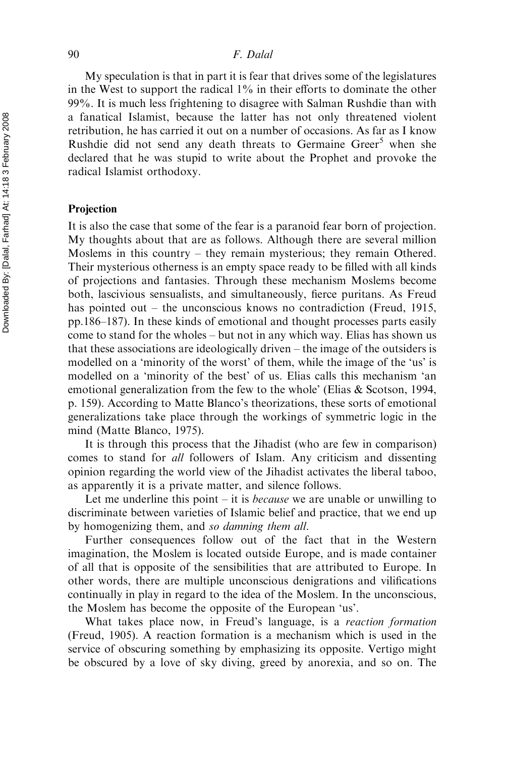My speculation is that in part it is fear that drives some of the legislatures in the West to support the radical 1% in their efforts to dominate the other 99%. It is much less frightening to disagree with Salman Rushdie than with a fanatical Islamist, because the latter has not only threatened violent retribution, he has carried it out on a number of occasions. As far as I know Rushdie did not send any death threats to Germaine Greer[5] when she declared that he was stupid to write about the Prophet and provoke the radical Islamist orthodoxy.

### Projection

It is also the case that some of the fear is a paranoid fear born of projection. My thoughts about that are as follows. Although there are several million Moslems in this country – they remain mysterious; they remain Othered. Their mysterious otherness is an empty space ready to be filled with all kinds of projections and fantasies. Through these mechanism Moslems become both, lascivious sensualists, and simultaneously, fierce puritans. As Freud has pointed out – the unconscious knows no contradiction (Freud, 1915, pp.186–187). In these kinds of emotional and thought processes parts easily come to stand for the wholes – but not in any which way. Elias has shown us that these associations are ideologically driven – the image of the outsiders is modelled on a 'minority of the worst' of them, while the image of the 'us' is modelled on a 'minority of the best' of us. Elias calls this mechanism 'an emotional generalization from the few to the whole' (Elias & Scotson, 1994, p. 159). According to Matte Blanco's theorizations, these sorts of emotional generalizations take place through the workings of symmetric logic in the mind (Matte Blanco, 1975).

It is through this process that the Jihadist (who are few in comparison) comes to stand for *all* followers of Islam. Any criticism and dissenting opinion regarding the world view of the Jihadist activates the liberal taboo, as apparently it is a private matter, and silence follows.

Let me underline this point – it is *because* we are unable or unwilling to discriminate between varieties of Islamic belief and practice, that we end up by homogenizing them, and *so damning them all*.

Further consequences follow out of the fact that in the Western imagination, the Moslem is located outside Europe, and is made container of all that is opposite of the sensibilities that are attributed to Europe. In other words, there are multiple unconscious denigrations and vilifications continually in play in regard to the idea of the Moslem. In the unconscious, the Moslem has become the opposite of the European 'us'.

What takes place now, in Freud's language, is a *reaction formation* (Freud, 1905). A reaction formation is a mechanism which is used in the service of obscuring something by emphasizing its opposite. Vertigo might be obscured by a love of sky diving, greed by anorexia, and so on. The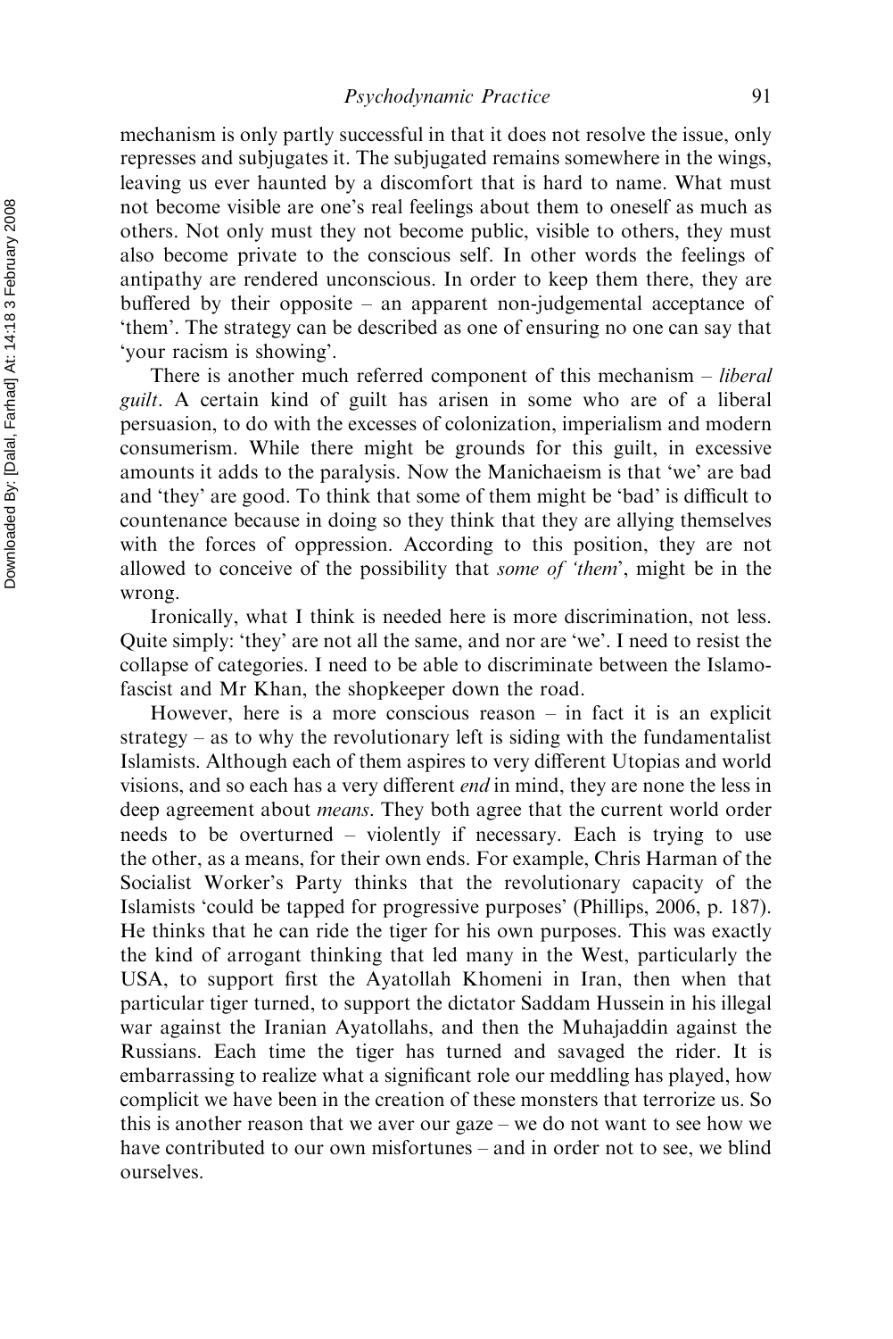mechanism is only partly successful in that it does not resolve the issue, only represses and subjugates it. The subjugated remains somewhere in the wings, leaving us ever haunted by a discomfort that is hard to name. What must not become visible are one's real feelings about them to oneself as much as others. Not only must they not become public, visible to others, they must also become private to the conscious self. In other words the feelings of antipathy are rendered unconscious. In order to keep them there, they are buffered by their opposite – an apparent non-judgemental acceptance of 'them'. The strategy can be described as one of ensuring no one can say that 'your racism is showing'.

There is another much referred component of this mechanism – *liberal guilt*. A certain kind of guilt has arisen in some who are of a liberal persuasion, to do with the excesses of colonization, imperialism and modern consumerism. While there might be grounds for this guilt, in excessive amounts it adds to the paralysis. Now the Manichaeism is that 'we' are bad and 'they' are good. To think that some of them might be 'bad' is difficult to countenance because in doing so they think that they are allying themselves with the forces of oppression. According to this position, they are not allowed to conceive of the possibility that *some of 'them'*, might be in the wrong.

Ironically, what I think is needed here is more discrimination, not less. Quite simply: 'they' are not all the same, and nor are 'we'. I need to resist the collapse of categories. I need to be able to discriminate between the Islamo-fascist and Mr Khan, the shopkeeper down the road.

However, here is a more conscious reason – in fact it is an explicit strategy – as to why the revolutionary left is siding with the fundamentalist Islamists. Although each of them aspires to very different Utopias and world visions, and so each has a very different *end* in mind, they are none the less in deep agreement about *means*. They both agree that the current world order needs to be overturned – violently if necessary. Each is trying to use the other, as a means, for their own ends. For example, Chris Harman of the Socialist Worker's Party thinks that the revolutionary capacity of the Islamists 'could be tapped for progressive purposes' (Phillips, 2006, p. 187). He thinks that he can ride the tiger for his own purposes. This was exactly the kind of arrogant thinking that led many in the West, particularly the USA, to support first the Ayatollah Khomeni in Iran, then when that particular tiger turned, to support the dictator Saddam Hussein in his illegal war against the Iranian Ayatollahs, and then the Muhajaddin against the Russians. Each time the tiger has turned and savaged the rider. It is embarrassing to realize what a significant role our meddling has played, how complicit we have been in the creation of these monsters that terrorize us. So this is another reason that we aver our gaze – we do not want to see how we have contributed to our own misfortunes – and in order not to see, we blind ourselves.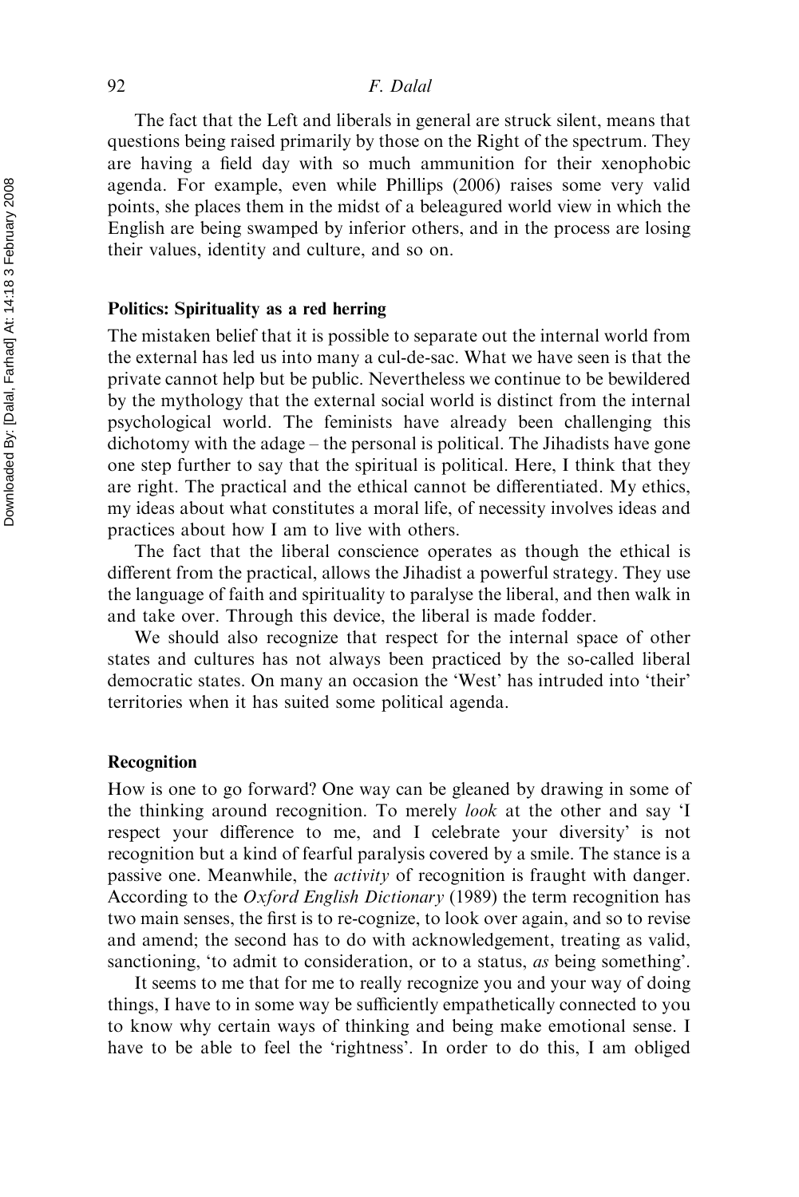The fact that the Left and liberals in general are struck silent, means that questions being raised primarily by those on the Right of the spectrum. They are having a field day with so much ammunition for their xenophobic agenda. For example, even while Phillips (2006) raises some very valid points, she places them in the midst of a beleagured world view in which the English are being swamped by inferior others, and in the process are losing their values, identity and culture, and so on.

### Politics: Spirituality as a red herring

The mistaken belief that it is possible to separate out the internal world from the external has led us into many a cul-de-sac. What we have seen is that the private cannot help but be public. Nevertheless we continue to be bewildered by the mythology that the external social world is distinct from the internal psychological world. The feminists have already been challenging this dichotomy with the adage – the personal is political. The Jihadists have gone one step further to say that the spiritual is political. Here, I think that they are right. The practical and the ethical cannot be differentiated. My ethics, my ideas about what constitutes a moral life, of necessity involves ideas and practices about how I am to live with others.

The fact that the liberal conscience operates as though the ethical is different from the practical, allows the Jihadist a powerful strategy. They use the language of faith and spirituality to paralyse the liberal, and then walk in and take over. Through this device, the liberal is made fodder.

We should also recognize that respect for the internal space of other states and cultures has not always been practiced by the so-called liberal democratic states. On many an occasion the 'West' has intruded into 'their' territories when it has suited some political agenda.

### Recognition

How is one to go forward? One way can be gleaned by drawing in some of the thinking around recognition. To merely *look* at the other and say 'I respect your difference to me, and I celebrate your diversity' is not recognition but a kind of fearful paralysis covered by a smile. The stance is a passive one. Meanwhile, the *activity* of recognition is fraught with danger. According to the *Oxford English Dictionary* (1989) the term recognition has two main senses, the first is to re-cognize, to look over again, and so to revise and amend; the second has to do with acknowledgement, treating as valid, sanctioning, 'to admit to consideration, or to a status, *as* being something'.

It seems to me that for me to really recognize you and your way of doing things, I have to in some way be sufficiently empathetically connected to you to know why certain ways of thinking and being make emotional sense. I have to be able to feel the 'rightness'. In order to do this, I am obliged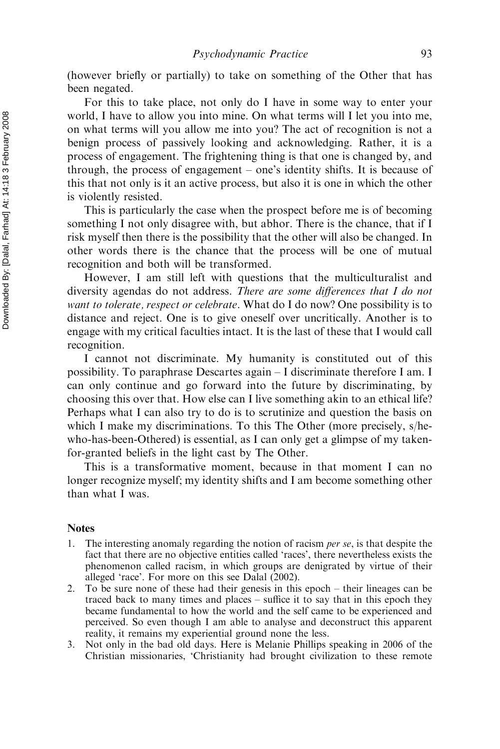(however briefly or partially) to take on something of the Other that has been negated.

For this to take place, not only do I have in some way to enter your world, I have to allow you into mine. On what terms will I let you into me, on what terms will you allow me into you? The act of recognition is not a benign process of passively looking and acknowledging. Rather, it is a process of engagement. The frightening thing is that one is changed by, and through, the process of engagement – one's identity shifts. It is because of this that not only is it an active process, but also it is one in which the other is violently resisted.

This is particularly the case when the prospect before me is of becoming something I not only disagree with, but abhor. There is the chance, that if I risk myself then there is the possibility that the other will also be changed. In other words there is the chance that the process will be one of mutual recognition and both will be transformed.

However, I am still left with questions that the multiculturalist and diversity agendas do not address. *There are some differences that I do not want to tolerate, respect or celebrate*. What do I do now? One possibility is to distance and reject. One is to give oneself over uncritically. Another is to engage with my critical faculties intact. It is the last of these that I would call recognition.

I cannot not discriminate. My humanity is constituted out of this possibility. To paraphrase Descartes again – I discriminate therefore I am. I can only continue and go forward into the future by discriminating, by choosing this over that. How else can I live something akin to an ethical life? Perhaps what I can also try to do is to scrutinize and question the basis on which I make my discriminations. To this The Other (more precisely, s/he-who-has-been-Othered) is essential, as I can only get a glimpse of my taken-for-granted beliefs in the light cast by The Other.

This is a transformative moment, because in that moment I can no longer recognize myself; my identity shifts and I am become something other than what I was.

## Notes

1. The interesting anomaly regarding the notion of racism *per se*, is that despite the fact that there are no objective entities called 'races', there nevertheless exists the phenomenon called racism, in which groups are denigrated by virtue of their alleged 'race'. For more on this see Dalal (2002).
2. To be sure none of these had their genesis in this epoch – their lineages can be traced back to many times and places – suffice it to say that in this epoch they became fundamental to how the world and the self came to be experienced and perceived. So even though I am able to analyse and deconstruct this apparent reality, it remains my experiential ground none the less.
3. Not only in the bad old days. Here is Melanie Phillips speaking in 2006 of the Christian missionaries, 'Christianity had brought civilization to these remote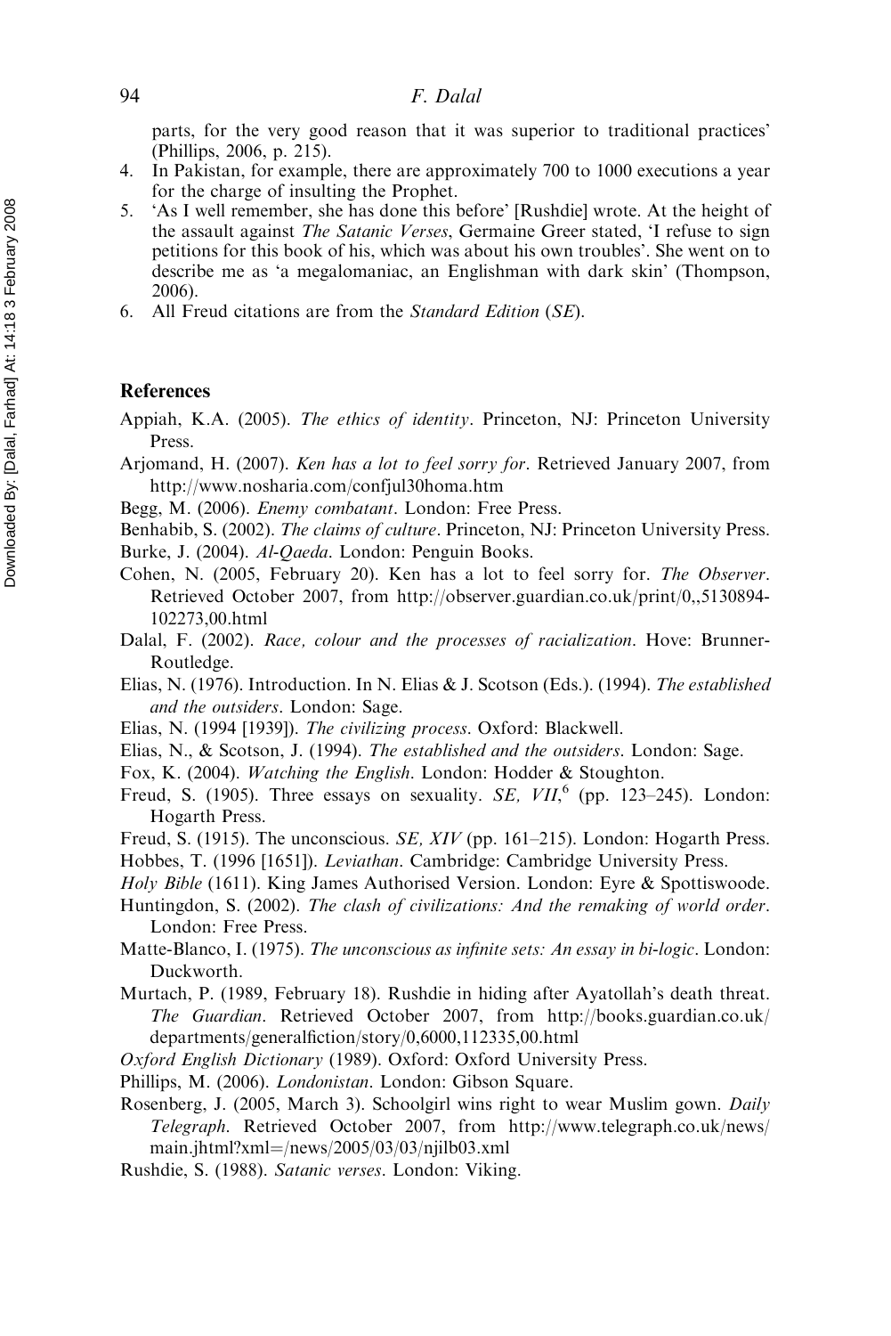parts, for the very good reason that it was superior to traditional practices' (Phillips, 2006, p. 215).

4. In Pakistan, for example, there are approximately 700 to 1000 executions a year for the charge of insulting the Prophet.
5. 'As I well remember, she has done this before' [Rushdie] wrote. At the height of the assault against *The Satanic Verses*, Germaine Greer stated, 'I refuse to sign petitions for this book of his, which was about his own troubles'. She went on to describe me as 'a megalomaniac, an Englishman with dark skin' (Thompson, 2006).
6. All Freud citations are from the *Standard Edition* (*SE*).

## References

Appiah, K.A. (2005). *The ethics of identity*. Princeton, NJ: Princeton University Press.

Arjomand, H. (2007). *Ken has a lot to feel sorry for*. Retrieved January 2007, from http://www.nosharia.com/confjul30homa.htm

Begg, M. (2006). *Enemy combatant*. London: Free Press.

Benhabib, S. (2002). *The claims of culture*. Princeton, NJ: Princeton University Press.

Burke, J. (2004). *Al-Qaeda*. London: Penguin Books.

Cohen, N. (2005, February 20). Ken has a lot to feel sorry for. *The Observer*. Retrieved October 2007, from http://observer.guardian.co.uk/print/0,,5130894-102273,00.html

Dalal, F. (2002). *Race, colour and the processes of racialization*. Hove: Brunner-Routledge.

Elias, N. (1976). Introduction. In N. Elias & J. Scotson (Eds.). (1994). *The established and the outsiders*. London: Sage.

Elias, N. (1994 [1939]). *The civilizing process*. Oxford: Blackwell.

Elias, N., & Scotson, J. (1994). *The established and the outsiders*. London: Sage.

Fox, K. (2004). *Watching the English*. London: Hodder & Stoughton.

Freud, S. (1905). Three essays on sexuality. *SE, VII*,[6] (pp. 123–245). London: Hogarth Press.

Freud, S. (1915). The unconscious. *SE, XIV* (pp. 161–215). London: Hogarth Press.

Hobbes, T. (1996 [1651]). *Leviathan*. Cambridge: Cambridge University Press.

*Holy Bible* (1611). King James Authorised Version. London: Eyre & Spottiswoode.

Huntingdon, S. (2002). *The clash of civilizations: And the remaking of world order*. London: Free Press.

Matte-Blanco, I. (1975). *The unconscious as infinite sets: An essay in bi-logic*. London: Duckworth.

Murtach, P. (1989, February 18). Rushdie in hiding after Ayatollah's death threat. *The Guardian*. Retrieved October 2007, from http://books.guardian.co.uk/departments/generalfiction/story/0,6000,112335,00.html

*Oxford English Dictionary* (1989). Oxford: Oxford University Press.

Phillips, M. (2006). *Londonistan*. London: Gibson Square.

Rosenberg, J. (2005, March 3). Schoolgirl wins right to wear Muslim gown. *Daily Telegraph*. Retrieved October 2007, from http://www.telegraph.co.uk/news/main.jhtml?xml=/news/2005/03/03/njilb03.xml

Rushdie, S. (1988). *Satanic verses*. London: Viking.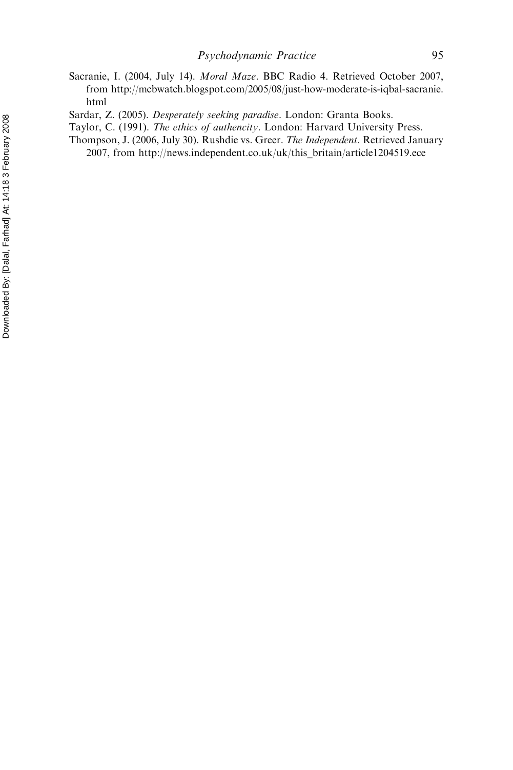Sacranie, I. (2004, July 14). *Moral Maze*. BBC Radio 4. Retrieved October 2007, from http://mcbwatch.blogspot.com/2005/08/just-how-moderate-is-iqbal-sacranie.html

Sardar, Z. (2005). *Desperately seeking paradise*. London: Granta Books.

Taylor, C. (1991). *The ethics of authencity*. London: Harvard University Press.

Thompson, J. (2006, July 30). Rushdie vs. Greer. *The Independent*. Retrieved January 2007, from http://news.independent.co.uk/uk/this_britain/article1204519.ece